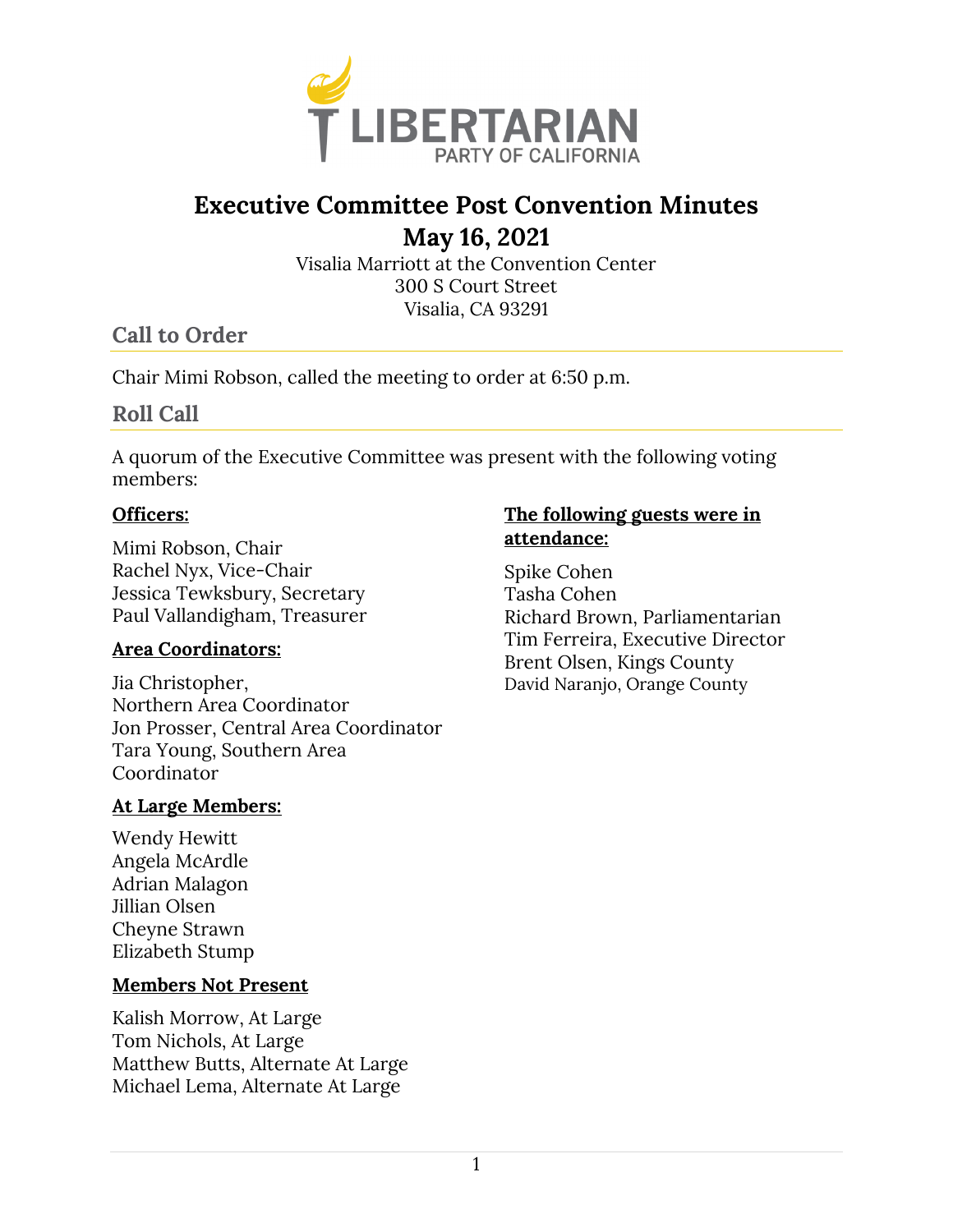# Executive Committee Post Convention Minutes
## May 16, 2021

Visalia Marriott at the Convention Center
300 S Court Street
Visalia, CA 93291

## Call to Order

Chair Mimi Robson, called the meeting to order at 6:50 p.m.

## Roll Call

A quorum of the Executive Committee was present with the following voting members:

**Officers:**

Mimi Robson, Chair
Rachel Nyx, Vice-Chair
Jessica Tewksbury, Secretary
Paul Vallandigham, Treasurer

**Area Coordinators:**

Jia Christopher, Northern Area Coordinator
Jon Prosser, Central Area Coordinator
Tara Young, Southern Area Coordinator

**At Large Members:**

Wendy Hewitt
Angela McArdle
Adrian Malagon
Jillian Olsen
Cheyne Strawn
Elizabeth Stump

**Members Not Present**

Kalish Morrow, At Large
Tom Nichols, At Large
Matthew Butts, Alternate At Large
Michael Lema, Alternate At Large

**The following guests were in attendance:**

Spike Cohen
Tasha Cohen
Richard Brown, Parliamentarian
Tim Ferreira, Executive Director
Brent Olsen, Kings County
David Naranjo, Orange County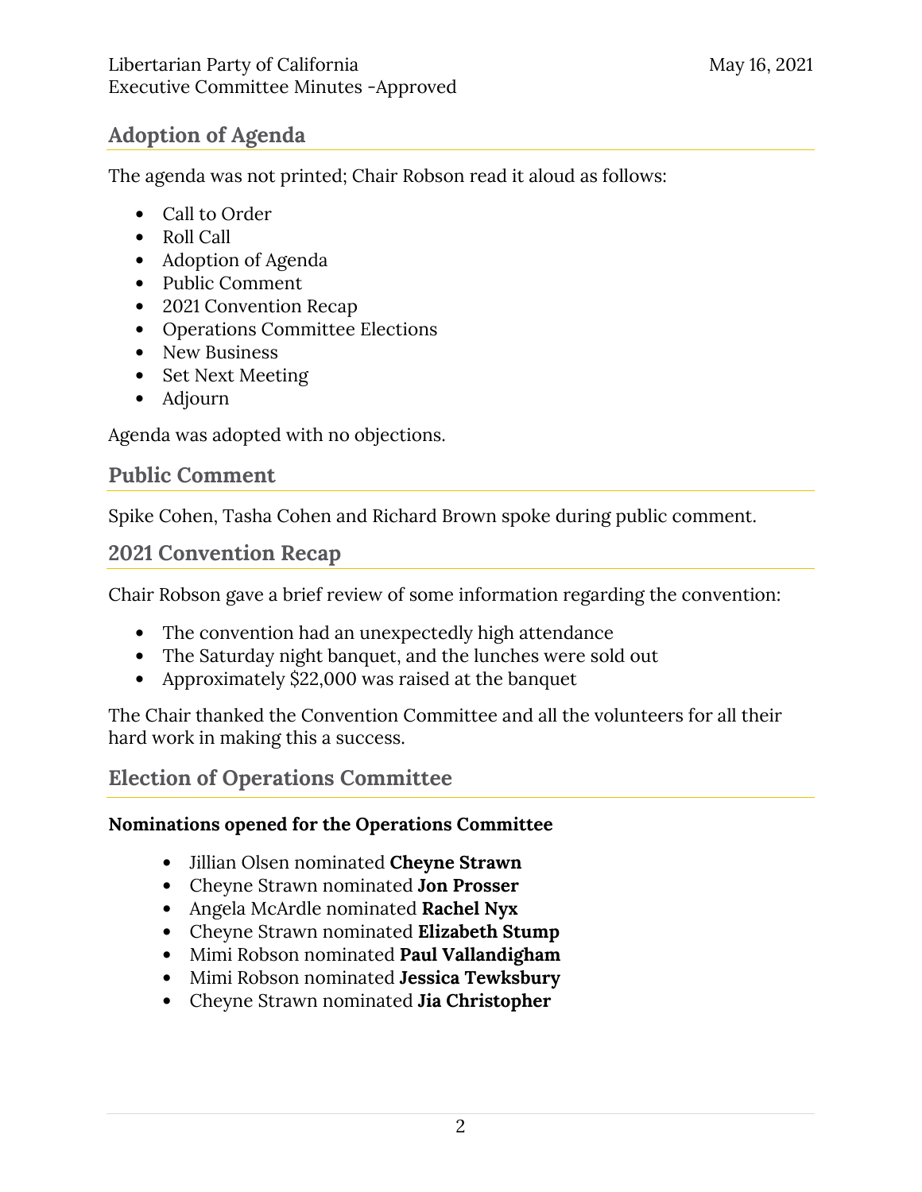## Adoption of Agenda

The agenda was not printed; Chair Robson read it aloud as follows:

- Call to Order
- Roll Call
- Adoption of Agenda
- Public Comment
- 2021 Convention Recap
- Operations Committee Elections
- New Business
- Set Next Meeting
- Adjourn

Agenda was adopted with no objections.

## Public Comment

Spike Cohen, Tasha Cohen and Richard Brown spoke during public comment.

## 2021 Convention Recap

Chair Robson gave a brief review of some information regarding the convention:

- The convention had an unexpectedly high attendance
- The Saturday night banquet, and the lunches were sold out
- Approximately $22,000 was raised at the banquet

The Chair thanked the Convention Committee and all the volunteers for all their hard work in making this a success.

## Election of Operations Committee

**Nominations opened for the Operations Committee**

- Jillian Olsen nominated **Cheyne Strawn**
- Cheyne Strawn nominated **Jon Prosser**
- Angela McArdle nominated **Rachel Nyx**
- Cheyne Strawn nominated **Elizabeth Stump**
- Mimi Robson nominated **Paul Vallandigham**
- Mimi Robson nominated **Jessica Tewksbury**
- Cheyne Strawn nominated **Jia Christopher**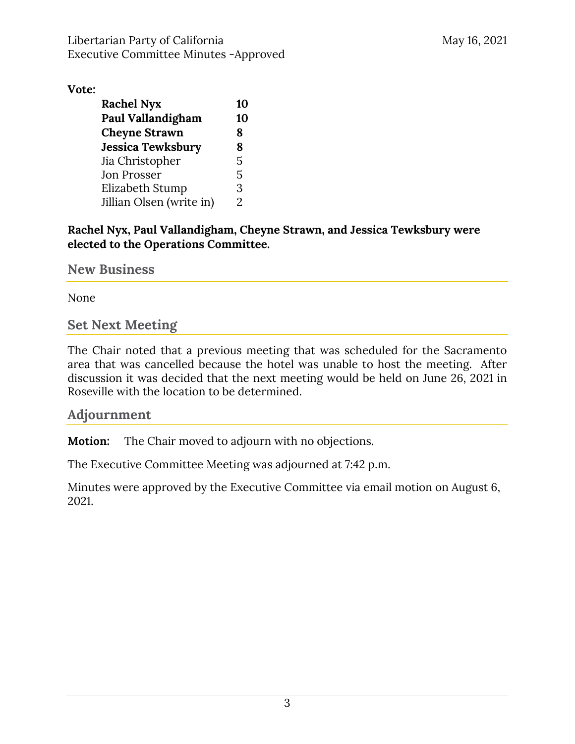**Vote:**

| | |
|---|---|
| **Rachel Nyx** | **10** |
| **Paul Vallandigham** | **10** |
| **Cheyne Strawn** | **8** |
| **Jessica Tewksbury** | **8** |
| Jia Christopher | 5 |
| Jon Prosser | 5 |
| Elizabeth Stump | 3 |
| Jillian Olsen (write in) | 2 |

**Rachel Nyx, Paul Vallandigham, Cheyne Strawn, and Jessica Tewksbury were elected to the Operations Committee.**

## New Business

None

## Set Next Meeting

The Chair noted that a previous meeting that was scheduled for the Sacramento area that was cancelled because the hotel was unable to host the meeting. After discussion it was decided that the next meeting would be held on June 26, 2021 in Roseville with the location to be determined.

## Adjournment

**Motion:** The Chair moved to adjourn with no objections.

The Executive Committee Meeting was adjourned at 7:42 p.m.

Minutes were approved by the Executive Committee via email motion on August 6, 2021.